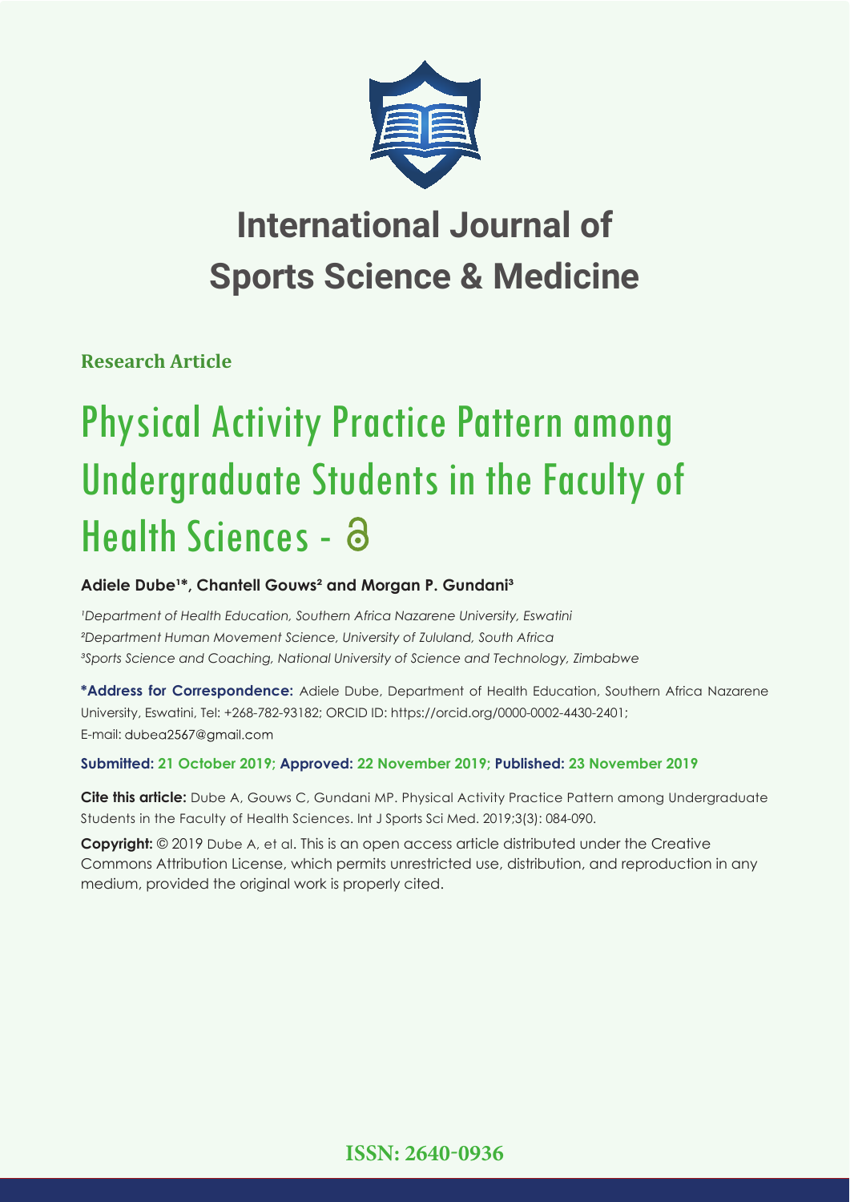# International Journal of Sports Science & Medicine

**Research Article**

# Physical Activity Practice Pattern among Undergraduate Students in the Faculty of Health Sciences -

**Adiele Dube[1]*, Chantell Gouws[2] and Morgan P. Gundani[3]**

*[1]Department of Health Education, Southern Africa Nazarene University, Eswatini*
*[2]Department Human Movement Science, University of Zululand, South Africa*
*[3]Sports Science and Coaching, National University of Science and Technology, Zimbabwe*

**\*Address for Correspondence:** Adiele Dube, Department of Health Education, Southern Africa Nazarene University, Eswatini, Tel: +268-782-93182; ORCID ID: https://orcid.org/0000-0002-4430-2401; E-mail: dubea2567@gmail.com

**Submitted: 21 October 2019; Approved: 22 November 2019; Published: 23 November 2019**

**Cite this article:** Dube A, Gouws C, Gundani MP. Physical Activity Practice Pattern among Undergraduate Students in the Faculty of Health Sciences. Int J Sports Sci Med. 2019;3(3): 084-090.

**Copyright:** © 2019 Dube A, et al. This is an open access article distributed under the Creative Commons Attribution License, which permits unrestricted use, distribution, and reproduction in any medium, provided the original work is properly cited.

**ISSN: 2640-0936**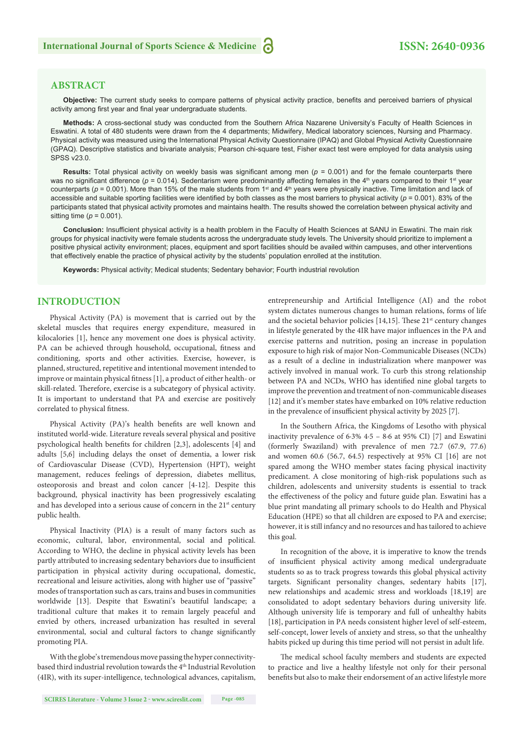## ABSTRACT

**Objective:** The current study seeks to compare patterns of physical activity practice, benefits and perceived barriers of physical activity among first year and final year undergraduate students.

**Methods:** A cross-sectional study was conducted from the Southern Africa Nazarene University's Faculty of Health Sciences in Eswatini. A total of 480 students were drawn from the 4 departments; Midwifery, Medical laboratory sciences, Nursing and Pharmacy. Physical activity was measured using the International Physical Activity Questionnaire (IPAQ) and Global Physical Activity Questionnaire (GPAQ). Descriptive statistics and bivariate analysis; Pearson chi-square test, Fisher exact test were employed for data analysis using SPSS v23.0.

**Results:** Total physical activity on weekly basis was significant among men ($p$ = 0.001) and for the female counterparts there was no significant difference ($p$ = 0.014). Sedentarism were predominantly affecting females in the 4th years compared to their 1st year counterparts ($p$ = 0.001). More than 15% of the male students from 1st and 4th years were physically inactive. Time limitation and lack of accessible and suitable sporting facilities were identified by both classes as the most barriers to physical activity ($p$ = 0.001). 83% of the participants stated that physical activity promotes and maintains health. The results showed the correlation between physical activity and sitting time ($p$ = 0.001).

**Conclusion:** Insufficient physical activity is a health problem in the Faculty of Health Sciences at SANU in Eswatini. The main risk groups for physical inactivity were female students across the undergraduate study levels. The University should prioritize to implement a positive physical activity environment; places, equipment and sport facilities should be availed within campuses, and other interventions that effectively enable the practice of physical activity by the students' population enrolled at the institution.

**Keywords:** Physical activity; Medical students; Sedentary behavior; Fourth industrial revolution

## INTRODUCTION

Physical Activity (PA) is movement that is carried out by the skeletal muscles that requires energy expenditure, measured in kilocalories [1], hence any movement one does is physical activity. PA can be achieved through household, occupational, fitness and conditioning, sports and other activities. Exercise, however, is planned, structured, repetitive and intentional movement intended to improve or maintain physical fitness [1], a product of either health- or skill-related. Therefore, exercise is a subcategory of physical activity. It is important to understand that PA and exercise are positively correlated to physical fitness.

Physical Activity (PA)'s health benefits are well known and instituted world-wide. Literature reveals several physical and positive psychological health benefits for children [2,3], adolescents [4] and adults [5,6] including delays the onset of dementia, a lower risk of Cardiovascular Disease (CVD), Hypertension (HPT), weight management, reduces feelings of depression, diabetes mellitus, osteoporosis and breast and colon cancer [4-12]. Despite this background, physical inactivity has been progressively escalating and has developed into a serious cause of concern in the 21st century public health.

Physical Inactivity (PIA) is a result of many factors such as economic, cultural, labor, environmental, social and political. According to WHO, the decline in physical activity levels has been partly attributed to increasing sedentary behaviors due to insufficient participation in physical activity during occupational, domestic, recreational and leisure activities, along with higher use of "passive" modes of transportation such as cars, trains and buses in communities worldwide [13]. Despite that Eswatini's beautiful landscape; a traditional culture that makes it to remain largely peaceful and envied by others, increased urbanization has resulted in several environmental, social and cultural factors to change significantly promoting PIA.

With the globe's tremendous move passing the hyper connectivity-based third industrial revolution towards the 4th Industrial Revolution (4IR), with its super-intelligence, technological advances, capitalism, entrepreneurship and Artificial Intelligence (AI) and the robot system dictates numerous changes to human relations, forms of life and the societal behavior policies [14,15]. These 21st century changes in lifestyle generated by the 4IR have major influences in the PA and exercise patterns and nutrition, posing an increase in population exposure to high risk of major Non-Communicable Diseases (NCDs) as a result of a decline in industrialization where manpower was actively involved in manual work. To curb this strong relationship between PA and NCDs, WHO has identified nine global targets to improve the prevention and treatment of non-communicable diseases [12] and it's member states have embarked on 10% relative reduction in the prevalence of insufficient physical activity by 2025 [7].

In the Southern Africa, the Kingdoms of Lesotho with physical inactivity prevalence of 6·3% 4·5 – 8·6 at 95% CI) [7] and Eswatini (formerly Swaziland) with prevalence of men 72.7 (67.9, 77.6) and women 60.6 (56.7, 64.5) respectively at 95% CI [16] are not spared among the WHO member states facing physical inactivity predicament. A close monitoring of high-risk populations such as children, adolescents and university students is essential to track the effectiveness of the policy and future guide plan. Eswatini has a blue print mandating all primary schools to do Health and Physical Education (HPE) so that all children are exposed to PA and exercise; however, it is still infancy and no resources and has tailored to achieve this goal.

In recognition of the above, it is imperative to know the trends of insufficient physical activity among medical undergraduate students so as to track progress towards this global physical activity targets. Significant personality changes, sedentary habits [17], new relationships and academic stress and workloads [18,19] are consolidated to adopt sedentary behaviors during university life. Although university life is temporary and full of unhealthy habits [18], participation in PA needs consistent higher level of self-esteem, self-concept, lower levels of anxiety and stress, so that the unhealthy habits picked up during this time period will not persist in adult life.

The medical school faculty members and students are expected to practice and live a healthy lifestyle not only for their personal benefits but also to make their endorsement of an active lifestyle more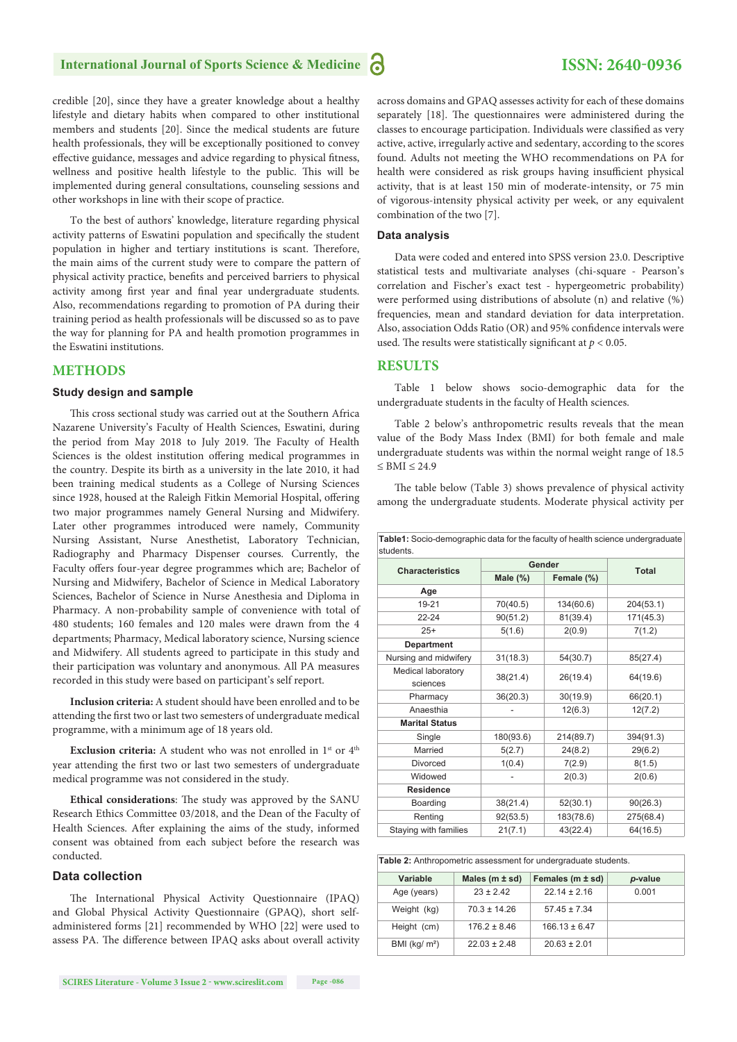credible [20], since they have a greater knowledge about a healthy lifestyle and dietary habits when compared to other institutional members and students [20]. Since the medical students are future health professionals, they will be exceptionally positioned to convey effective guidance, messages and advice regarding to physical fitness, wellness and positive health lifestyle to the public. This will be implemented during general consultations, counseling sessions and other workshops in line with their scope of practice.

To the best of authors' knowledge, literature regarding physical activity patterns of Eswatini population and specifically the student population in higher and tertiary institutions is scant. Therefore, the main aims of the current study were to compare the pattern of physical activity practice, benefits and perceived barriers to physical activity among first year and final year undergraduate students. Also, recommendations regarding to promotion of PA during their training period as health professionals will be discussed so as to pave the way for planning for PA and health promotion programmes in the Eswatini institutions.

## METHODS

### Study design and sample

This cross sectional study was carried out at the Southern Africa Nazarene University's Faculty of Health Sciences, Eswatini, during the period from May 2018 to July 2019. The Faculty of Health Sciences is the oldest institution offering medical programmes in the country. Despite its birth as a university in the late 2010, it had been training medical students as a College of Nursing Sciences since 1928, housed at the Raleigh Fitkin Memorial Hospital, offering two major programmes namely General Nursing and Midwifery. Later other programmes introduced were namely, Community Nursing Assistant, Nurse Anesthetist, Laboratory Technician, Radiography and Pharmacy Dispenser courses. Currently, the Faculty offers four-year degree programmes which are; Bachelor of Nursing and Midwifery, Bachelor of Science in Medical Laboratory Sciences, Bachelor of Science in Nurse Anesthesia and Diploma in Pharmacy. A non-probability sample of convenience with total of 480 students; 160 females and 120 males were drawn from the 4 departments; Pharmacy, Medical laboratory science, Nursing science and Midwifery. All students agreed to participate in this study and their participation was voluntary and anonymous. All PA measures recorded in this study were based on participant's self report.

**Inclusion criteria:** A student should have been enrolled and to be attending the first two or last two semesters of undergraduate medical programme, with a minimum age of 18 years old.

**Exclusion criteria:** A student who was not enrolled in 1st or 4th year attending the first two or last two semesters of undergraduate medical programme was not considered in the study.

**Ethical considerations**: The study was approved by the SANU Research Ethics Committee 03/2018, and the Dean of the Faculty of Health Sciences. After explaining the aims of the study, informed consent was obtained from each subject before the research was conducted.

### Data collection

The International Physical Activity Questionnaire (IPAQ) and Global Physical Activity Questionnaire (GPAQ), short self-administered forms [21] recommended by WHO [22] were used to assess PA. The difference between IPAQ asks about overall activity across domains and GPAQ assesses activity for each of these domains separately [18]. The questionnaires were administered during the classes to encourage participation. Individuals were classified as very active, active, irregularly active and sedentary, according to the scores found. Adults not meeting the WHO recommendations on PA for health were considered as risk groups having insufficient physical activity, that is at least 150 min of moderate-intensity, or 75 min of vigorous-intensity physical activity per week, or any equivalent combination of the two [7].

### Data analysis

Data were coded and entered into SPSS version 23.0. Descriptive statistical tests and multivariate analyses (chi-square - Pearson's correlation and Fischer's exact test - hypergeometric probability) were performed using distributions of absolute (n) and relative (%) frequencies, mean and standard deviation for data interpretation. Also, association Odds Ratio (OR) and 95% confidence intervals were used. The results were statistically significant at $p < 0.05$.

## RESULTS

Table 1 below shows socio-demographic data for the undergraduate students in the faculty of Health sciences.

Table 2 below's anthropometric results reveals that the mean value of the Body Mass Index (BMI) for both female and male undergraduate students was within the normal weight range of $18.5 \leq \text{BMI} \leq 24.9$

The table below (Table 3) shows prevalence of physical activity among the undergraduate students. Moderate physical activity per

**Table1:** Socio-demographic data for the faculty of health science undergraduate students.

| Characteristics | Gender | | Total |
|---|---|---|---|
| | Male (%) | Female (%) | |
| **Age** | | | |
| 19-21 | 70(40.5) | 134(60.6) | 204(53.1) |
| 22-24 | 90(51.2) | 81(39.4) | 171(45.3) |
| 25+ | 5(1.6) | 2(0.9) | 7(1.2) |
| **Department** | | | |
| Nursing and midwifery | 31(18.3) | 54(30.7) | 85(27.4) |
| Medical laboratory sciences | 38(21.4) | 26(19.4) | 64(19.6) |
| Pharmacy | 36(20.3) | 30(19.9) | 66(20.1) |
| Anaesthia | - | 12(6.3) | 12(7.2) |
| **Marital Status** | | | |
| Single | 180(93.6) | 214(89.7) | 394(91.3) |
| Married | 5(2.7) | 24(8.2) | 29(6.2) |
| Divorced | 1(0.4) | 7(2.9) | 8(1.5) |
| Widowed | - | 2(0.3) | 2(0.6) |
| **Residence** | | | |
| Boarding | 38(21.4) | 52(30.1) | 90(26.3) |
| Renting | 92(53.5) | 183(78.6) | 275(68.4) |
| Staying with families | 21(7.1) | 43(22.4) | 64(16.5) |

**Table 2:** Anthropometric assessment for undergraduate students.

| Variable | Males (m ± sd) | Females (m ± sd) | *p*-value |
|---|---|---|---|
| Age (years) | 23 ± 2.42 | 22.14 ± 2.16 | 0.001 |
| Weight (kg) | 70.3 ± 14.26 | 57.45 ± 7.34 | |
| Height (cm) | 176.2 ± 8.46 | 166.13 ± 6.47 | |
| BMI (kg/ m²) | 22.03 ± 2.48 | 20.63 ± 2.01 | |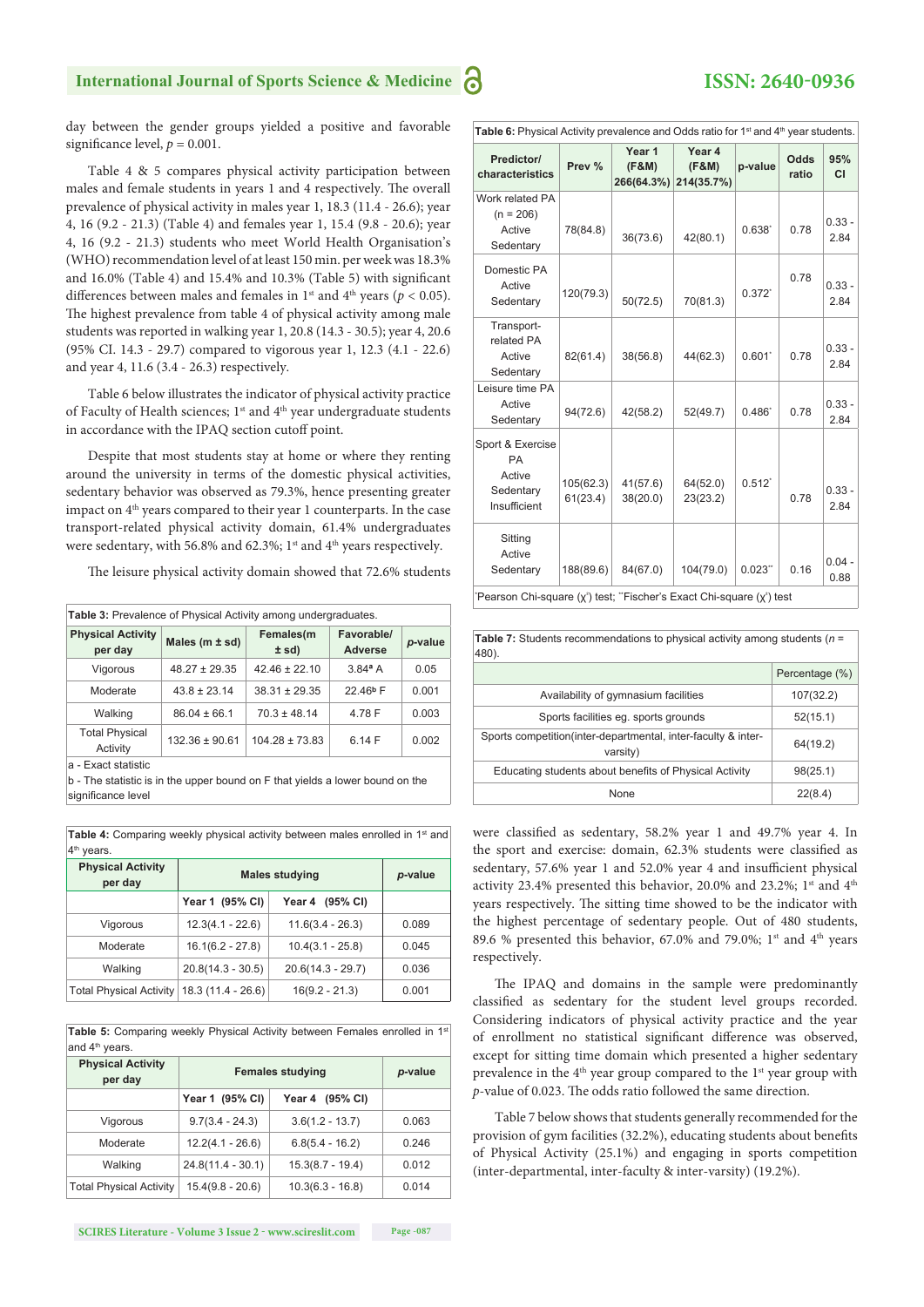day between the gender groups yielded a positive and favorable significance level, $p = 0.001$.

Table 4 & 5 compares physical activity participation between males and female students in years 1 and 4 respectively. The overall prevalence of physical activity in males year 1, 18.3 (11.4 - 26.6); year 4, 16 (9.2 - 21.3) (Table 4) and females year 1, 15.4 (9.8 - 20.6); year 4, 16 (9.2 - 21.3) students who meet World Health Organisation's (WHO) recommendation level of at least 150 min. per week was 18.3% and 16.0% (Table 4) and 15.4% and 10.3% (Table 5) with significant differences between males and females in 1st and 4th years ($p < 0.05$). The highest prevalence from table 4 of physical activity among male students was reported in walking year 1, 20.8 (14.3 - 30.5); year 4, 20.6 (95% CI. 14.3 - 29.7) compared to vigorous year 1, 12.3 (4.1 - 22.6) and year 4, 11.6 (3.4 - 26.3) respectively.

Table 6 below illustrates the indicator of physical activity practice of Faculty of Health sciences; 1st and 4th year undergraduate students in accordance with the IPAQ section cutoff point.

Despite that most students stay at home or where they renting around the university in terms of the domestic physical activities, sedentary behavior was observed as 79.3%, hence presenting greater impact on 4th years compared to their year 1 counterparts. In the case transport-related physical activity domain, 61.4% undergraduates were sedentary, with 56.8% and 62.3%; 1st and 4th years respectively.

The leisure physical activity domain showed that 72.6% students were classified as sedentary, 58.2% year 1 and 49.7% year 4. In the sport and exercise: domain, 62.3% students were classified as sedentary, 57.6% year 1 and 52.0% year 4 and insufficient physical activity 23.4% presented this behavior, 20.0% and 23.2%; 1st and 4th years respectively. The sitting time showed to be the indicator with the highest percentage of sedentary people. Out of 480 students, 89.6 % presented this behavior, 67.0% and 79.0%; 1st and 4th years respectively.

The IPAQ and domains in the sample were predominantly classified as sedentary for the student level groups recorded. Considering indicators of physical activity practice and the year of enrollment no statistical significant difference was observed, except for sitting time domain which presented a higher sedentary prevalence in the 4th year group compared to the 1st year group with $p$-value of 0.023. The odds ratio followed the same direction.

Table 7 below shows that students generally recommended for the provision of gym facilities (32.2%), educating students about benefits of Physical Activity (25.1%) and engaging in sports competition (inter-departmental, inter-faculty & inter-varsity) (19.2%).

**Table 3:** Prevalence of Physical Activity among undergraduates.

| Physical Activity per day | Males (m ± sd) | Females(m ± sd) | Favorable/ Adverse | p-value |
|---|---|---|---|---|
| Vigorous | 48.27 ± 29.35 | 42.46 ± 22.10 | 3.84ᵃ A | 0.05 |
| Moderate | 43.8 ± 23.14 | 38.31 ± 29.35 | 22.46ᵇ F | 0.001 |
| Walking | 86.04 ± 66.1 | 70.3 ± 48.14 | 4.78 F | 0.003 |
| Total Physical Activity | 132.36 ± 90.61 | 104.28 ± 73.83 | 6.14 F | 0.002 |

a - Exact statistic
b - The statistic is in the upper bound on F that yields a lower bound on the significance level

**Table 4:** Comparing weekly physical activity between males enrolled in 1st and 4th years.

| Physical Activity per day | Males studying | | p-value |
|---|---|---|---|
| | Year 1 (95% CI) | Year 4 (95% CI) | |
| Vigorous | 12.3(4.1 - 22.6) | 11.6(3.4 - 26.3) | 0.089 |
| Moderate | 16.1(6.2 - 27.8) | 10.4(3.1 - 25.8) | 0.045 |
| Walking | 20.8(14.3 - 30.5) | 20.6(14.3 - 29.7) | 0.036 |
| Total Physical Activity | 18.3 (11.4 - 26.6) | 16(9.2 - 21.3) | 0.001 |

**Table 5:** Comparing weekly Physical Activity between Females enrolled in 1st and 4th years.

| Physical Activity per day | Females studying | | p-value |
|---|---|---|---|
| | Year 1 (95% CI) | Year 4 (95% CI) | |
| Vigorous | 9.7(3.4 - 24.3) | 3.6(1.2 - 13.7) | 0.063 |
| Moderate | 12.2(4.1 - 26.6) | 6.8(5.4 - 16.2) | 0.246 |
| Walking | 24.8(11.4 - 30.1) | 15.3(8.7 - 19.4) | 0.012 |
| Total Physical Activity | 15.4(9.8 - 20.6) | 10.3(6.3 - 16.8) | 0.014 |

**Table 6:** Physical Activity prevalence and Odds ratio for 1st and 4th year students.

| Predictor/ characteristics | Prev % | Year 1 (F&M) 266(64.3%) | Year 4 (F&M) 214(35.7%) | p-value | Odds ratio | 95% CI |
|---|---|---|---|---|---|---|
| Work related PA (n = 206) Active Sedentary | 78(84.8) | 36(73.6) | 42(80.1) | 0.638* | 0.78 | 0.33 - 2.84 |
| Domestic PA Active Sedentary | 120(79.3) | 50(72.5) | 70(81.3) | 0.372* | 0.78 | 0.33 - 2.84 |
| Transport-related PA Active Sedentary | 82(61.4) | 38(56.8) | 44(62.3) | 0.601* | 0.78 | 0.33 - 2.84 |
| Leisure time PA Active Sedentary | 94(72.6) | 42(58.2) | 52(49.7) | 0.486* | 0.78 | 0.33 - 2.84 |
| Sport & Exercise PA Active Sedentary Insufficient | 105(62.3) 61(23.4) | 41(57.6) 38(20.0) | 64(52.0) 23(23.2) | 0.512* | 0.78 | 0.33 - 2.84 |
| Sitting Active Sedentary | 188(89.6) | 84(67.0) | 104(79.0) | 0.023** | 0.16 | 0.04 - 0.88 |

*Pearson Chi-square ($\chi^2$) test; **Fischer's Exact Chi-square ($\chi^2$) test

**Table 7:** Students recommendations to physical activity among students ($n$ = 480).

| | Percentage (%) |
|---|---|
| Availability of gymnasium facilities | 107(32.2) |
| Sports facilities eg. sports grounds | 52(15.1) |
| Sports competition(inter-departmental, inter-faculty & inter-varsity) | 64(19.2) |
| Educating students about benefits of Physical Activity | 98(25.1) |
| None | 22(8.4) |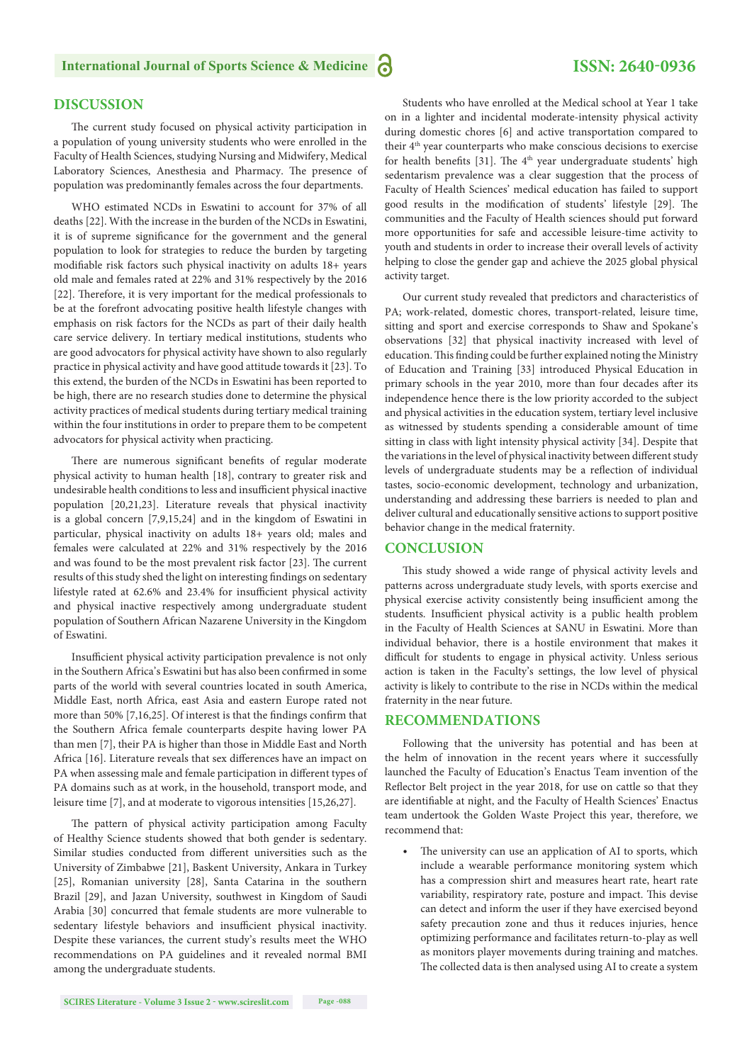## DISCUSSION

The current study focused on physical activity participation in a population of young university students who were enrolled in the Faculty of Health Sciences, studying Nursing and Midwifery, Medical Laboratory Sciences, Anesthesia and Pharmacy. The presence of population was predominantly females across the four departments.

WHO estimated NCDs in Eswatini to account for 37% of all deaths [22]. With the increase in the burden of the NCDs in Eswatini, it is of supreme significance for the government and the general population to look for strategies to reduce the burden by targeting modifiable risk factors such physical inactivity on adults 18+ years old male and females rated at 22% and 31% respectively by the 2016 [22]. Therefore, it is very important for the medical professionals to be at the forefront advocating positive health lifestyle changes with emphasis on risk factors for the NCDs as part of their daily health care service delivery. In tertiary medical institutions, students who are good advocators for physical activity have shown to also regularly practice in physical activity and have good attitude towards it [23]. To this extend, the burden of the NCDs in Eswatini has been reported to be high, there are no research studies done to determine the physical activity practices of medical students during tertiary medical training within the four institutions in order to prepare them to be competent advocators for physical activity when practicing.

There are numerous significant benefits of regular moderate physical activity to human health [18], contrary to greater risk and undesirable health conditions to less and insufficient physical inactive population [20,21,23]. Literature reveals that physical inactivity is a global concern [7,9,15,24] and in the kingdom of Eswatini in particular, physical inactivity on adults 18+ years old; males and females were calculated at 22% and 31% respectively by the 2016 and was found to be the most prevalent risk factor [23]. The current results of this study shed the light on interesting findings on sedentary lifestyle rated at 62.6% and 23.4% for insufficient physical activity and physical inactive respectively among undergraduate student population of Southern African Nazarene University in the Kingdom of Eswatini.

Insufficient physical activity participation prevalence is not only in the Southern Africa's Eswatini but has also been confirmed in some parts of the world with several countries located in south America, Middle East, north Africa, east Asia and eastern Europe rated not more than 50% [7,16,25]. Of interest is that the findings confirm that the Southern Africa female counterparts despite having lower PA than men [7], their PA is higher than those in Middle East and North Africa [16]. Literature reveals that sex differences have an impact on PA when assessing male and female participation in different types of PA domains such as at work, in the household, transport mode, and leisure time [7], and at moderate to vigorous intensities [15,26,27].

The pattern of physical activity participation among Faculty of Healthy Science students showed that both gender is sedentary. Similar studies conducted from different universities such as the University of Zimbabwe [21], Baskent University, Ankara in Turkey [25], Romanian university [28], Santa Catarina in the southern Brazil [29], and Jazan University, southwest in Kingdom of Saudi Arabia [30] concurred that female students are more vulnerable to sedentary lifestyle behaviors and insufficient physical inactivity. Despite these variances, the current study's results meet the WHO recommendations on PA guidelines and it revealed normal BMI among the undergraduate students.

Students who have enrolled at the Medical school at Year 1 take on in a lighter and incidental moderate-intensity physical activity during domestic chores [6] and active transportation compared to their 4th year counterparts who make conscious decisions to exercise for health benefits [31]. The 4th year undergraduate students' high sedentarism prevalence was a clear suggestion that the process of Faculty of Health Sciences' medical education has failed to support good results in the modification of students' lifestyle [29]. The communities and the Faculty of Health sciences should put forward more opportunities for safe and accessible leisure-time activity to youth and students in order to increase their overall levels of activity helping to close the gender gap and achieve the 2025 global physical activity target.

Our current study revealed that predictors and characteristics of PA; work-related, domestic chores, transport-related, leisure time, sitting and sport and exercise corresponds to Shaw and Spokane's observations [32] that physical inactivity increased with level of education. This finding could be further explained noting the Ministry of Education and Training [33] introduced Physical Education in primary schools in the year 2010, more than four decades after its independence hence there is the low priority accorded to the subject and physical activities in the education system, tertiary level inclusive as witnessed by students spending a considerable amount of time sitting in class with light intensity physical activity [34]. Despite that the variations in the level of physical inactivity between different study levels of undergraduate students may be a reflection of individual tastes, socio-economic development, technology and urbanization, understanding and addressing these barriers is needed to plan and deliver cultural and educationally sensitive actions to support positive behavior change in the medical fraternity.

## CONCLUSION

This study showed a wide range of physical activity levels and patterns across undergraduate study levels, with sports exercise and physical exercise activity consistently being insufficient among the students. Insufficient physical activity is a public health problem in the Faculty of Health Sciences at SANU in Eswatini. More than individual behavior, there is a hostile environment that makes it difficult for students to engage in physical activity. Unless serious action is taken in the Faculty's settings, the low level of physical activity is likely to contribute to the rise in NCDs within the medical fraternity in the near future.

## RECOMMENDATIONS

Following that the university has potential and has been at the helm of innovation in the recent years where it successfully launched the Faculty of Education's Enactus Team invention of the Reflector Belt project in the year 2018, for use on cattle so that they are identifiable at night, and the Faculty of Health Sciences' Enactus team undertook the Golden Waste Project this year, therefore, we recommend that:

- The university can use an application of AI to sports, which include a wearable performance monitoring system which has a compression shirt and measures heart rate, heart rate variability, respiratory rate, posture and impact. This devise can detect and inform the user if they have exercised beyond safety precaution zone and thus it reduces injuries, hence optimizing performance and facilitates return-to-play as well as monitors player movements during training and matches. The collected data is then analysed using AI to create a system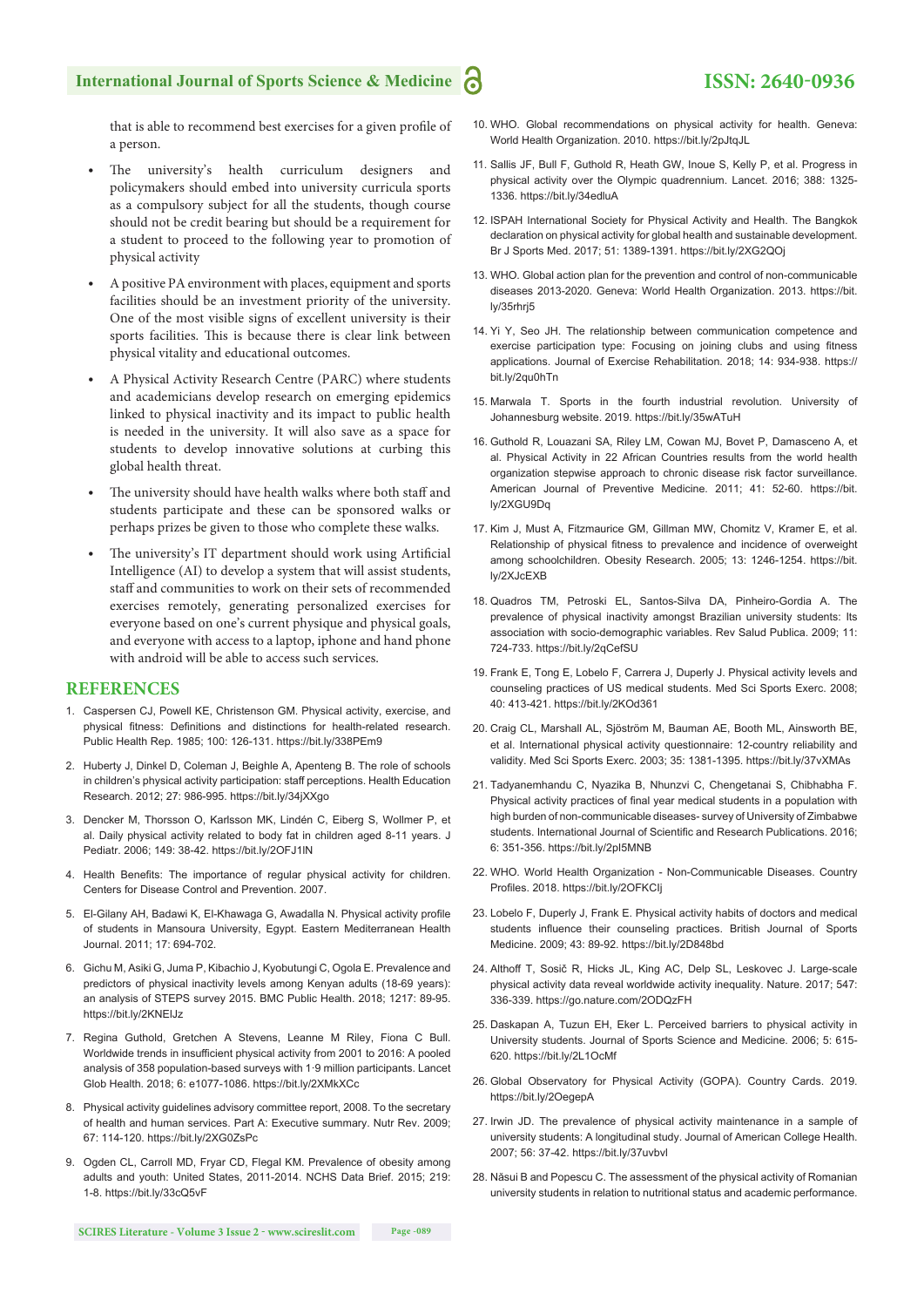that is able to recommend best exercises for a given profile of a person.

- The university's health curriculum designers and policymakers should embed into university curricula sports as a compulsory subject for all the students, though course should not be credit bearing but should be a requirement for a student to proceed to the following year to promotion of physical activity
- A positive PA environment with places, equipment and sports facilities should be an investment priority of the university. One of the most visible signs of excellent university is their sports facilities. This is because there is clear link between physical vitality and educational outcomes.
- A Physical Activity Research Centre (PARC) where students and academicians develop research on emerging epidemics linked to physical inactivity and its impact to public health is needed in the university. It will also save as a space for students to develop innovative solutions at curbing this global health threat.
- The university should have health walks where both staff and students participate and these can be sponsored walks or perhaps prizes be given to those who complete these walks.
- The university's IT department should work using Artificial Intelligence (AI) to develop a system that will assist students, staff and communities to work on their sets of recommended exercises remotely, generating personalized exercises for everyone based on one's current physique and physical goals, and everyone with access to a laptop, iphone and hand phone with android will be able to access such services.

## REFERENCES

1. Caspersen CJ, Powell KE, Christenson GM. Physical activity, exercise, and physical fitness: Definitions and distinctions for health-related research. Public Health Rep. 1985; 100: 126-131. https://bit.ly/338PEm9
2. Huberty J, Dinkel D, Coleman J, Beighle A, Apenteng B. The role of schools in children's physical activity participation: staff perceptions. Health Education Research. 2012; 27: 986-995. https://bit.ly/34jXXgo
3. Dencker M, Thorsson O, Karlsson MK, Lindén C, Eiberg S, Wollmer P, et al. Daily physical activity related to body fat in children aged 8-11 years. J Pediatr. 2006; 149: 38-42. https://bit.ly/2OFJ1lN
4. Health Benefits: The importance of regular physical activity for children. Centers for Disease Control and Prevention. 2007.
5. El-Gilany AH, Badawi K, El-Khawaga G, Awadalla N. Physical activity profile of students in Mansoura University, Egypt. Eastern Mediterranean Health Journal. 2011; 17: 694-702.
6. Gichu M, Asiki G, Juma P, Kibachio J, Kyobutungi C, Ogola E. Prevalence and predictors of physical inactivity levels among Kenyan adults (18-69 years): an analysis of STEPS survey 2015. BMC Public Health. 2018; 1217: 89-95. https://bit.ly/2KNElJz
7. Regina Guthold, Gretchen A Stevens, Leanne M Riley, Fiona C Bull. Worldwide trends in insufficient physical activity from 2001 to 2016: A pooled analysis of 358 population-based surveys with 1·9 million participants. Lancet Glob Health. 2018; 6: e1077-1086. https://bit.ly/2XMkXCc
8. Physical activity guidelines advisory committee report, 2008. To the secretary of health and human services. Part A: Executive summary. Nutr Rev. 2009; 67: 114-120. https://bit.ly/2XG0ZsPc
9. Ogden CL, Carroll MD, Fryar CD, Flegal KM. Prevalence of obesity among adults and youth: United States, 2011-2014. NCHS Data Brief. 2015; 219: 1-8. https://bit.ly/33cQ5vF
10. WHO. Global recommendations on physical activity for health. Geneva: World Health Organization. 2010. https://bit.ly/2pJtqJL
11. Sallis JF, Bull F, Guthold R, Heath GW, Inoue S, Kelly P, et al. Progress in physical activity over the Olympic quadrennium. Lancet. 2016; 388: 1325-1336. https://bit.ly/34edluA
12. ISPAH International Society for Physical Activity and Health. The Bangkok declaration on physical activity for global health and sustainable development. Br J Sports Med. 2017; 51: 1389-1391. https://bit.ly/2XG2QOj
13. WHO. Global action plan for the prevention and control of non-communicable diseases 2013-2020. Geneva: World Health Organization. 2013. https://bit.ly/35rhrj5
14. Yi Y, Seo JH. The relationship between communication competence and exercise participation type: Focusing on joining clubs and using fitness applications. Journal of Exercise Rehabilitation. 2018; 14: 934-938. https://bit.ly/2qu0hTn
15. Marwala T. Sports in the fourth industrial revolution. University of Johannesburg website. 2019. https://bit.ly/35wATuH
16. Guthold R, Louazani SA, Riley LM, Cowan MJ, Bovet P, Damasceno A, et al. Physical Activity in 22 African Countries results from the world health organization stepwise approach to chronic disease risk factor surveillance. American Journal of Preventive Medicine. 2011; 41: 52-60. https://bit.ly/2XGU9Dq
17. Kim J, Must A, Fitzmaurice GM, Gillman MW, Chomitz V, Kramer E, et al. Relationship of physical fitness to prevalence and incidence of overweight among schoolchildren. Obesity Research. 2005; 13: 1246-1254. https://bit.ly/2XJcEXB
18. Quadros TM, Petroski EL, Santos-Silva DA, Pinheiro-Gordia A. The prevalence of physical inactivity amongst Brazilian university students: Its association with socio-demographic variables. Rev Salud Publica. 2009; 11: 724-733. https://bit.ly/2qCefSU
19. Frank E, Tong E, Lobelo F, Carrera J, Duperly J. Physical activity levels and counseling practices of US medical students. Med Sci Sports Exerc. 2008; 40: 413-421. https://bit.ly/2KOd361
20. Craig CL, Marshall AL, Sjöström M, Bauman AE, Booth ML, Ainsworth BE, et al. International physical activity questionnaire: 12-country reliability and validity. Med Sci Sports Exerc. 2003; 35: 1381-1395. https://bit.ly/37vXMAs
21. Tadyanemhandu C, Nyazika B, Nhunzvi C, Chengetanai S, Chibhabha F. Physical activity practices of final year medical students in a population with high burden of non-communicable diseases- survey of University of Zimbabwe students. International Journal of Scientific and Research Publications. 2016; 6: 351-356. https://bit.ly/2pI5MNB
22. WHO. World Health Organization - Non-Communicable Diseases. Country Profiles. 2018. https://bit.ly/2OFKClj
23. Lobelo F, Duperly J, Frank E. Physical activity habits of doctors and medical students influence their counseling practices. British Journal of Sports Medicine. 2009; 43: 89-92. https://bit.ly/2D848bd
24. Althoff T, Sosič R, Hicks JL, King AC, Delp SL, Leskovec J. Large-scale physical activity data reveal worldwide activity inequality. Nature. 2017; 547: 336-339. https://go.nature.com/2ODQzFH
25. Daskapan A, Tuzun EH, Eker L. Perceived barriers to physical activity in University students. Journal of Sports Science and Medicine. 2006; 5: 615-620. https://bit.ly/2L1OcMf
26. Global Observatory for Physical Activity (GOPA). Country Cards. 2019. https://bit.ly/2OegepA
27. Irwin JD. The prevalence of physical activity maintenance in a sample of university students: A longitudinal study. Journal of American College Health. 2007; 56: 37-42. https://bit.ly/37uvbvl
28. Năsui B and Popescu C. The assessment of the physical activity of Romanian university students in relation to nutritional status and academic performance.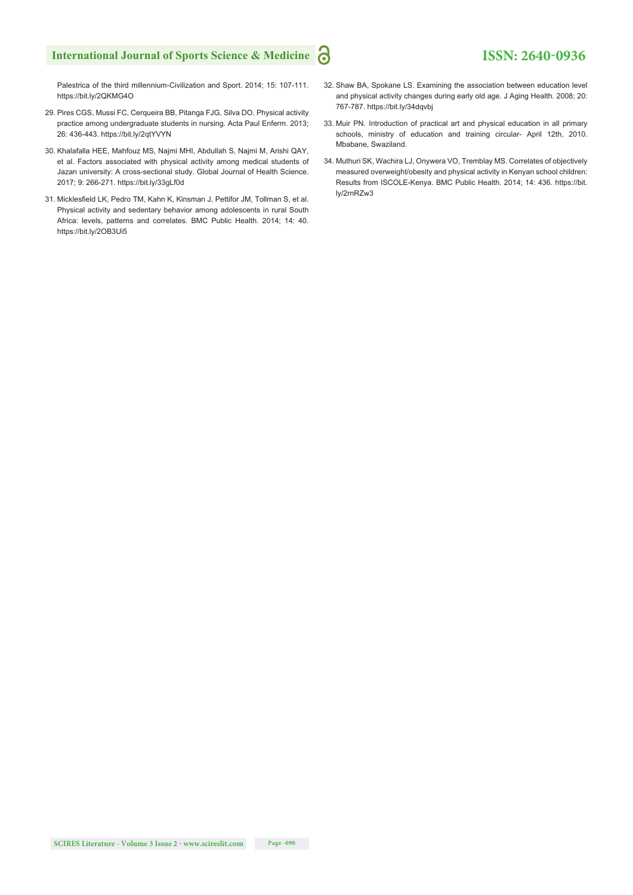Palestrica of the third millennium-Civilization and Sport. 2014; 15: 107-111. https://bit.ly/2QKMG4O

29. Pires CGS, Mussi FC, Cerqueira BB, Pitanga FJG, Silva DO. Physical activity practice among undergraduate students in nursing. Acta Paul Enferm. 2013; 26: 436-443. https://bit.ly/2qtYVYN

30. Khalafalla HEE, Mahfouz MS, Najmi MHI, Abdullah S, Najmi M, Arishi QAY, et al. Factors associated with physical activity among medical students of Jazan university: A cross-sectional study. Global Journal of Health Science. 2017; 9: 266-271. https://bit.ly/33gLf0d

31. Micklesfield LK, Pedro TM, Kahn K, Kinsman J, Pettifor JM, Tollman S, et al. Physical activity and sedentary behavior among adolescents in rural South Africa: levels, patterns and correlates. BMC Public Health. 2014; 14: 40. https://bit.ly/2OB3Ui5

32. Shaw BA, Spokane LS. Examining the association between education level and physical activity changes during early old age. J Aging Health. 2008; 20: 767-787. https://bit.ly/34dqvbj

33. Muir PN. Introduction of practical art and physical education in all primary schools, ministry of education and training circular- April 12th, 2010. Mbabane, Swaziland.

34. Muthuri SK, Wachira LJ, Onywera VO, Tremblay MS. Correlates of objectively measured overweight/obesity and physical activity in Kenyan school children: Results from ISCOLE-Kenya. BMC Public Health. 2014; 14: 436. https://bit.ly/2rnRZw3